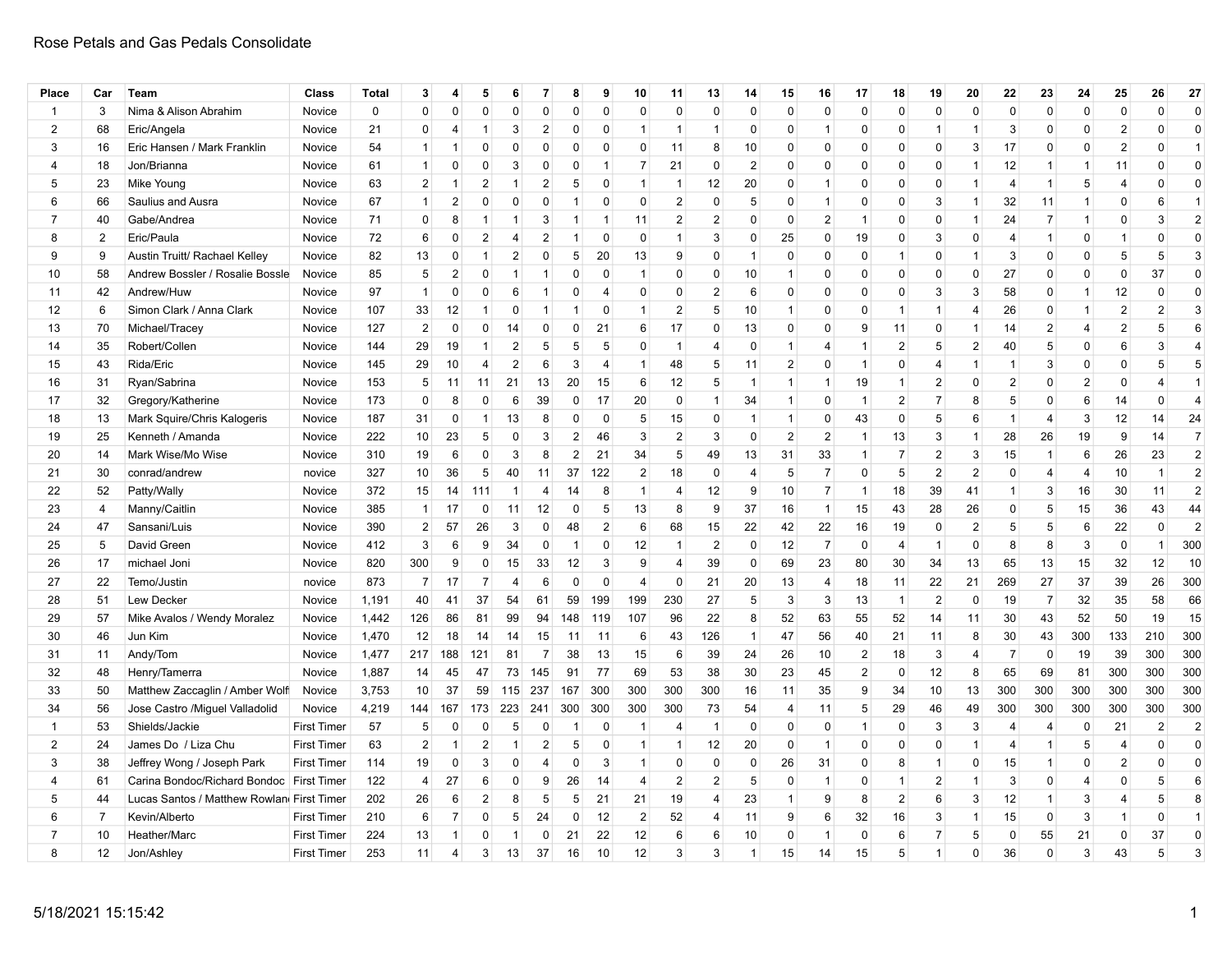# Rose Petals and Gas Pedals Consolidate

| Place | Car | Team | Class | Total | 3 | 4 | 5 | 6 | 7 | 8 | 9 | 10 | 11 | 13 | 14 | 15 | 16 | 17 | 18 | 19 | 20 | 22 | 23 | 24 | 25 | 26 | 27 |
|---|---|---|---|---|---|---|---|---|---|---|---|---|---|---|---|---|---|---|---|---|---|---|---|---|---|---|---|
| 1 | 3 | Nima & Alison Abrahim | Novice | 0 | 0 | 0 | 0 | 0 | 0 | 0 | 0 | 0 | 0 | 0 | 0 | 0 | 0 | 0 | 0 | 0 | 0 | 0 | 0 | 0 | 0 | 0 | 0 |
| 2 | 68 | Eric/Angela | Novice | 21 | 0 | 4 | 1 | 3 | 2 | 0 | 0 | 1 | 1 | 1 | 0 | 0 | 1 | 0 | 0 | 1 | 1 | 3 | 0 | 0 | 2 | 0 | 0 |
| 3 | 16 | Eric Hansen / Mark Franklin | Novice | 54 | 1 | 1 | 0 | 0 | 0 | 0 | 0 | 0 | 11 | 8 | 10 | 0 | 0 | 0 | 0 | 0 | 3 | 17 | 0 | 0 | 2 | 0 | 1 |
| 4 | 18 | Jon/Brianna | Novice | 61 | 1 | 0 | 0 | 3 | 0 | 0 | 1 | 7 | 21 | 0 | 2 | 0 | 0 | 0 | 0 | 0 | 1 | 12 | 1 | 1 | 11 | 0 | 0 |
| 5 | 23 | Mike Young | Novice | 63 | 2 | 1 | 2 | 1 | 2 | 5 | 0 | 1 | 1 | 12 | 20 | 0 | 1 | 0 | 0 | 0 | 1 | 4 | 1 | 5 | 4 | 0 | 0 |
| 6 | 66 | Saulius and Ausra | Novice | 67 | 1 | 2 | 0 | 0 | 0 | 1 | 0 | 0 | 2 | 0 | 5 | 0 | 1 | 0 | 0 | 3 | 1 | 32 | 11 | 1 | 0 | 6 | 1 |
| 7 | 40 | Gabe/Andrea | Novice | 71 | 0 | 8 | 1 | 1 | 3 | 1 | 1 | 11 | 2 | 2 | 0 | 0 | 2 | 1 | 0 | 0 | 1 | 24 | 7 | 1 | 0 | 3 | 2 |
| 8 | 2 | Eric/Paula | Novice | 72 | 6 | 0 | 2 | 4 | 2 | 1 | 0 | 0 | 1 | 3 | 0 | 25 | 0 | 19 | 0 | 3 | 0 | 4 | 1 | 0 | 1 | 0 | 0 |
| 9 | 9 | Austin Truitt/ Rachael Kelley | Novice | 82 | 13 | 0 | 1 | 2 | 0 | 5 | 20 | 13 | 9 | 0 | 1 | 0 | 0 | 0 | 1 | 0 | 1 | 3 | 0 | 0 | 5 | 5 | 3 |
| 10 | 58 | Andrew Bossler / Rosalie Bossle | Novice | 85 | 5 | 2 | 0 | 1 | 1 | 0 | 0 | 1 | 0 | 0 | 10 | 1 | 0 | 0 | 0 | 0 | 0 | 27 | 0 | 0 | 0 | 37 | 0 |
| 11 | 42 | Andrew/Huw | Novice | 97 | 1 | 0 | 0 | 6 | 1 | 0 | 4 | 0 | 0 | 2 | 6 | 0 | 0 | 0 | 0 | 3 | 3 | 58 | 0 | 1 | 12 | 0 | 0 |
| 12 | 6 | Simon Clark / Anna Clark | Novice | 107 | 33 | 12 | 1 | 0 | 1 | 1 | 0 | 1 | 2 | 5 | 10 | 1 | 0 | 0 | 1 | 1 | 4 | 26 | 0 | 1 | 2 | 2 | 3 |
| 13 | 70 | Michael/Tracey | Novice | 127 | 2 | 0 | 0 | 14 | 0 | 0 | 21 | 6 | 17 | 0 | 13 | 0 | 0 | 9 | 11 | 0 | 1 | 14 | 2 | 4 | 2 | 5 | 6 |
| 14 | 35 | Robert/Collen | Novice | 144 | 29 | 19 | 1 | 2 | 5 | 5 | 5 | 0 | 1 | 4 | 0 | 1 | 4 | 1 | 2 | 5 | 2 | 40 | 5 | 0 | 6 | 3 | 4 |
| 15 | 43 | Rida/Eric | Novice | 145 | 29 | 10 | 4 | 2 | 6 | 3 | 4 | 1 | 48 | 5 | 11 | 2 | 0 | 1 | 0 | 4 | 1 | 1 | 3 | 0 | 0 | 5 | 5 |
| 16 | 31 | Ryan/Sabrina | Novice | 153 | 5 | 11 | 11 | 21 | 13 | 20 | 15 | 6 | 12 | 5 | 1 | 1 | 1 | 19 | 1 | 2 | 0 | 2 | 0 | 2 | 0 | 4 | 1 |
| 17 | 32 | Gregory/Katherine | Novice | 173 | 0 | 8 | 0 | 6 | 39 | 0 | 17 | 20 | 0 | 1 | 34 | 1 | 0 | 1 | 2 | 7 | 8 | 5 | 0 | 6 | 14 | 0 | 4 |
| 18 | 13 | Mark Squire/Chris Kalogeris | Novice | 187 | 31 | 0 | 1 | 13 | 8 | 0 | 0 | 5 | 15 | 0 | 1 | 1 | 0 | 43 | 0 | 5 | 6 | 1 | 4 | 3 | 12 | 14 | 24 |
| 19 | 25 | Kenneth / Amanda | Novice | 222 | 10 | 23 | 5 | 0 | 3 | 2 | 46 | 3 | 2 | 3 | 0 | 2 | 2 | 1 | 13 | 3 | 1 | 28 | 26 | 19 | 9 | 14 | 7 |
| 20 | 14 | Mark Wise/Mo Wise | Novice | 310 | 19 | 6 | 0 | 3 | 8 | 2 | 21 | 34 | 5 | 49 | 13 | 31 | 33 | 1 | 7 | 2 | 3 | 15 | 1 | 6 | 26 | 23 | 2 |
| 21 | 30 | conrad/andrew | novice | 327 | 10 | 36 | 5 | 40 | 11 | 37 | 122 | 2 | 18 | 0 | 4 | 5 | 7 | 0 | 5 | 2 | 2 | 0 | 4 | 4 | 10 | 1 | 2 |
| 22 | 52 | Patty/Wally | Novice | 372 | 15 | 14 | 111 | 1 | 4 | 14 | 8 | 1 | 4 | 12 | 9 | 10 | 7 | 1 | 18 | 39 | 41 | 1 | 3 | 16 | 30 | 11 | 2 |
| 23 | 4 | Manny/Caitlin | Novice | 385 | 1 | 17 | 0 | 11 | 12 | 0 | 5 | 13 | 8 | 9 | 37 | 16 | 1 | 15 | 43 | 28 | 26 | 0 | 5 | 15 | 36 | 43 | 44 |
| 24 | 47 | Sansani/Luis | Novice | 390 | 2 | 57 | 26 | 3 | 0 | 48 | 2 | 6 | 68 | 15 | 22 | 42 | 22 | 16 | 19 | 0 | 2 | 5 | 5 | 6 | 22 | 0 | 2 |
| 25 | 5 | David Green | Novice | 412 | 3 | 6 | 9 | 34 | 0 | 1 | 0 | 12 | 1 | 2 | 0 | 12 | 7 | 0 | 4 | 1 | 0 | 8 | 8 | 3 | 0 | 1 | 300 |
| 26 | 17 | michael Joni | Novice | 820 | 300 | 9 | 0 | 15 | 33 | 12 | 3 | 9 | 4 | 39 | 0 | 69 | 23 | 80 | 30 | 34 | 13 | 65 | 13 | 15 | 32 | 12 | 10 |
| 27 | 22 | Temo/Justin | novice | 873 | 7 | 17 | 7 | 4 | 6 | 0 | 0 | 4 | 0 | 21 | 20 | 13 | 4 | 18 | 11 | 22 | 21 | 269 | 27 | 37 | 39 | 26 | 300 |
| 28 | 51 | Lew Decker | Novice | 1,191 | 40 | 41 | 37 | 54 | 61 | 59 | 199 | 199 | 230 | 27 | 5 | 3 | 3 | 13 | 1 | 2 | 0 | 19 | 7 | 32 | 35 | 58 | 66 |
| 29 | 57 | Mike Avalos / Wendy Moralez | Novice | 1,442 | 126 | 86 | 81 | 99 | 94 | 148 | 119 | 107 | 96 | 22 | 8 | 52 | 63 | 55 | 52 | 14 | 11 | 30 | 43 | 52 | 50 | 19 | 15 |
| 30 | 46 | Jun Kim | Novice | 1,470 | 12 | 18 | 14 | 14 | 15 | 11 | 11 | 6 | 43 | 126 | 1 | 47 | 56 | 40 | 21 | 11 | 8 | 30 | 43 | 300 | 133 | 210 | 300 |
| 31 | 11 | Andy/Tom | Novice | 1,477 | 217 | 188 | 121 | 81 | 7 | 38 | 13 | 15 | 6 | 39 | 24 | 26 | 10 | 2 | 18 | 3 | 4 | 7 | 0 | 19 | 39 | 300 | 300 |
| 32 | 48 | Henry/Tamerra | Novice | 1,887 | 14 | 45 | 47 | 73 | 145 | 91 | 77 | 69 | 53 | 38 | 30 | 23 | 45 | 2 | 0 | 12 | 8 | 65 | 69 | 81 | 300 | 300 | 300 |
| 33 | 50 | Matthew Zaccaglin / Amber Wolf | Novice | 3,753 | 10 | 37 | 59 | 115 | 237 | 167 | 300 | 300 | 300 | 300 | 16 | 11 | 35 | 9 | 34 | 10 | 13 | 300 | 300 | 300 | 300 | 300 | 300 |
| 34 | 56 | Jose Castro /Miguel Valladolid | Novice | 4,219 | 144 | 167 | 173 | 223 | 241 | 300 | 300 | 300 | 300 | 73 | 54 | 4 | 11 | 5 | 29 | 46 | 49 | 300 | 300 | 300 | 300 | 300 | 300 |
| 1 | 53 | Shields/Jackie | First Timer | 57 | 5 | 0 | 0 | 5 | 0 | 1 | 0 | 1 | 4 | 1 | 0 | 0 | 0 | 1 | 0 | 3 | 3 | 4 | 4 | 0 | 21 | 2 | 2 |
| 2 | 24 | James Do / Liza Chu | First Timer | 63 | 2 | 1 | 2 | 1 | 2 | 5 | 0 | 1 | 1 | 12 | 20 | 0 | 1 | 0 | 0 | 0 | 1 | 4 | 1 | 5 | 4 | 0 | 0 |
| 3 | 38 | Jeffrey Wong / Joseph Park | First Timer | 114 | 19 | 0 | 3 | 0 | 4 | 0 | 3 | 1 | 0 | 0 | 0 | 26 | 31 | 0 | 8 | 1 | 0 | 15 | 1 | 0 | 2 | 0 | 0 |
| 4 | 61 | Carina Bondoc/Richard Bondoc | First Timer | 122 | 4 | 27 | 6 | 0 | 9 | 26 | 14 | 4 | 2 | 2 | 5 | 0 | 1 | 0 | 1 | 2 | 1 | 3 | 0 | 4 | 0 | 5 | 6 |
| 5 | 44 | Lucas Santos / Matthew Rowlan | First Timer | 202 | 26 | 6 | 2 | 8 | 5 | 5 | 21 | 21 | 19 | 4 | 23 | 1 | 9 | 8 | 2 | 6 | 3 | 12 | 1 | 3 | 4 | 5 | 8 |
| 6 | 7 | Kevin/Alberto | First Timer | 210 | 6 | 7 | 0 | 5 | 24 | 0 | 12 | 2 | 52 | 4 | 11 | 9 | 6 | 32 | 16 | 3 | 1 | 15 | 0 | 3 | 1 | 0 | 1 |
| 7 | 10 | Heather/Marc | First Timer | 224 | 13 | 1 | 0 | 1 | 0 | 21 | 22 | 12 | 6 | 6 | 10 | 0 | 1 | 0 | 6 | 7 | 5 | 0 | 55 | 21 | 0 | 37 | 0 |
| 8 | 12 | Jon/Ashley | First Timer | 253 | 11 | 4 | 3 | 13 | 37 | 16 | 10 | 12 | 3 | 3 | 1 | 15 | 14 | 15 | 5 | 1 | 0 | 36 | 0 | 3 | 43 | 5 | 3 |

5/18/2021 15:15:42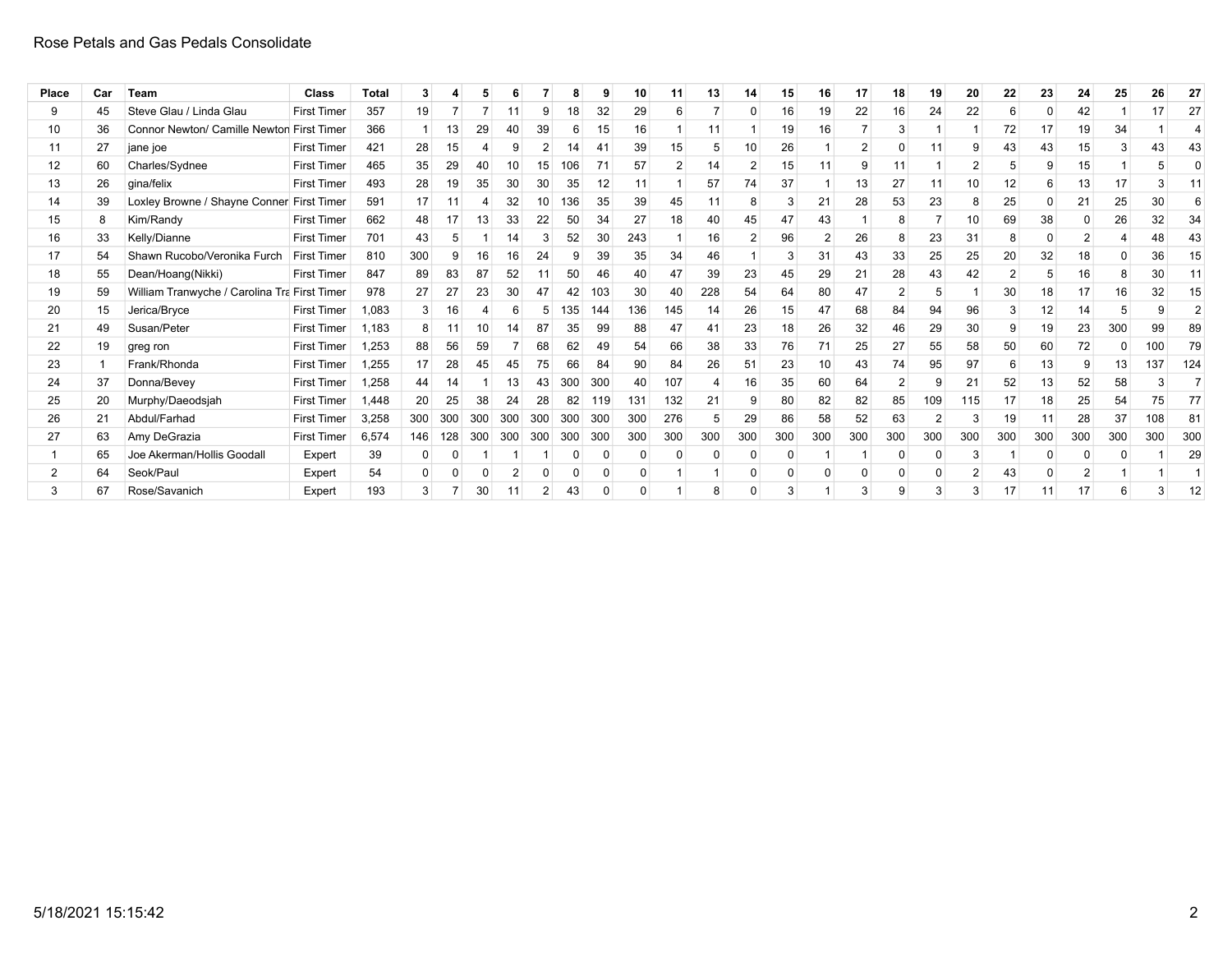Rose Petals and Gas Pedals Consolidate

| Place | Car | Team | Class | Total | 3 | 4 | 5 | 6 | 7 | 8 | 9 | 10 | 11 | 13 | 14 | 15 | 16 | 17 | 18 | 19 | 20 | 22 | 23 | 24 | 25 | 26 | 27 |
|---|---|---|---|---|---|---|---|---|---|---|---|---|---|---|---|---|---|---|---|---|---|---|---|---|---|---|---|
| 9 | 45 | Steve Glau / Linda Glau | First Timer | 357 | 19 | 7 | 7 | 11 | 9 | 18 | 32 | 29 | 6 | 7 | 0 | 16 | 19 | 22 | 16 | 24 | 22 | 6 | 0 | 42 | 1 | 17 | 27 |
| 10 | 36 | Connor Newton/ Camille Newton | First Timer | 366 | 1 | 13 | 29 | 40 | 39 | 6 | 15 | 16 | 1 | 11 | 1 | 19 | 16 | 7 | 3 | 1 | 1 | 72 | 17 | 19 | 34 | 1 | 4 |
| 11 | 27 | jane joe | First Timer | 421 | 28 | 15 | 4 | 9 | 2 | 14 | 41 | 39 | 15 | 5 | 10 | 26 | 1 | 2 | 0 | 11 | 9 | 43 | 43 | 15 | 3 | 43 | 43 |
| 12 | 60 | Charles/Sydnee | First Timer | 465 | 35 | 29 | 40 | 10 | 15 | 106 | 71 | 57 | 2 | 14 | 2 | 15 | 11 | 9 | 11 | 1 | 2 | 5 | 9 | 15 | 1 | 5 | 0 |
| 13 | 26 | gina/felix | First Timer | 493 | 28 | 19 | 35 | 30 | 30 | 35 | 12 | 11 | 1 | 57 | 74 | 37 | 1 | 13 | 27 | 11 | 10 | 12 | 6 | 13 | 17 | 3 | 11 |
| 14 | 39 | Loxley Browne / Shayne Conner | First Timer | 591 | 17 | 11 | 4 | 32 | 10 | 136 | 35 | 39 | 45 | 11 | 8 | 3 | 21 | 28 | 53 | 23 | 8 | 25 | 0 | 21 | 25 | 30 | 6 |
| 15 | 8 | Kim/Randy | First Timer | 662 | 48 | 17 | 13 | 33 | 22 | 50 | 34 | 27 | 18 | 40 | 45 | 47 | 43 | 1 | 8 | 7 | 10 | 69 | 38 | 0 | 26 | 32 | 34 |
| 16 | 33 | Kelly/Dianne | First Timer | 701 | 43 | 5 | 1 | 14 | 3 | 52 | 30 | 243 | 1 | 16 | 2 | 96 | 2 | 26 | 8 | 23 | 31 | 8 | 0 | 2 | 4 | 48 | 43 |
| 17 | 54 | Shawn Rucobo/Veronika Furch | First Timer | 810 | 300 | 9 | 16 | 16 | 24 | 9 | 39 | 35 | 34 | 46 | 1 | 3 | 31 | 43 | 33 | 25 | 25 | 20 | 32 | 18 | 0 | 36 | 15 |
| 18 | 55 | Dean/Hoang(Nikki) | First Timer | 847 | 89 | 83 | 87 | 52 | 11 | 50 | 46 | 40 | 47 | 39 | 23 | 45 | 29 | 21 | 28 | 43 | 42 | 2 | 5 | 16 | 8 | 30 | 11 |
| 19 | 59 | William Tranwyche / Carolina Tra | First Timer | 978 | 27 | 27 | 23 | 30 | 47 | 42 | 103 | 30 | 40 | 228 | 54 | 64 | 80 | 47 | 2 | 5 | 1 | 30 | 18 | 17 | 16 | 32 | 15 |
| 20 | 15 | Jerica/Bryce | First Timer | 1,083 | 3 | 16 | 4 | 6 | 5 | 135 | 144 | 136 | 145 | 14 | 26 | 15 | 47 | 68 | 84 | 94 | 96 | 3 | 12 | 14 | 5 | 9 | 2 |
| 21 | 49 | Susan/Peter | First Timer | 1,183 | 8 | 11 | 10 | 14 | 87 | 35 | 99 | 88 | 47 | 41 | 23 | 18 | 26 | 32 | 46 | 29 | 30 | 9 | 19 | 23 | 300 | 99 | 89 |
| 22 | 19 | greg ron | First Timer | 1,253 | 88 | 56 | 59 | 7 | 68 | 62 | 49 | 54 | 66 | 38 | 33 | 76 | 71 | 25 | 27 | 55 | 58 | 50 | 60 | 72 | 0 | 100 | 79 |
| 23 | 1 | Frank/Rhonda | First Timer | 1,255 | 17 | 28 | 45 | 45 | 75 | 66 | 84 | 90 | 84 | 26 | 51 | 23 | 10 | 43 | 74 | 95 | 97 | 6 | 13 | 9 | 13 | 137 | 124 |
| 24 | 37 | Donna/Bevey | First Timer | 1,258 | 44 | 14 | 1 | 13 | 43 | 300 | 300 | 40 | 107 | 4 | 16 | 35 | 60 | 64 | 2 | 9 | 21 | 52 | 13 | 52 | 58 | 3 | 7 |
| 25 | 20 | Murphy/Daeodsjah | First Timer | 1,448 | 20 | 25 | 38 | 24 | 28 | 82 | 119 | 131 | 132 | 21 | 9 | 80 | 82 | 82 | 85 | 109 | 115 | 17 | 18 | 25 | 54 | 75 | 77 |
| 26 | 21 | Abdul/Farhad | First Timer | 3,258 | 300 | 300 | 300 | 300 | 300 | 300 | 300 | 300 | 276 | 5 | 29 | 86 | 58 | 52 | 63 | 2 | 3 | 19 | 11 | 28 | 37 | 108 | 81 |
| 27 | 63 | Amy DeGrazia | First Timer | 6,574 | 146 | 128 | 300 | 300 | 300 | 300 | 300 | 300 | 300 | 300 | 300 | 300 | 300 | 300 | 300 | 300 | 300 | 300 | 300 | 300 | 300 | 300 | 300 |
| 1 | 65 | Joe Akerman/Hollis Goodall | Expert | 39 | 0 | 0 | 1 | 1 | 1 | 0 | 0 | 0 | 0 | 0 | 0 | 0 | 1 | 1 | 0 | 0 | 3 | 1 | 0 | 0 | 0 | 1 | 29 |
| 2 | 64 | Seok/Paul | Expert | 54 | 0 | 0 | 0 | 2 | 0 | 0 | 0 | 0 | 1 | 1 | 0 | 0 | 0 | 0 | 0 | 0 | 2 | 43 | 0 | 2 | 1 | 1 | 1 |
| 3 | 67 | Rose/Savanich | Expert | 193 | 3 | 7 | 30 | 11 | 2 | 43 | 0 | 0 | 1 | 8 | 0 | 3 | 1 | 3 | 9 | 3 | 3 | 17 | 11 | 17 | 6 | 3 | 12 |

5/18/2021 15:15:42